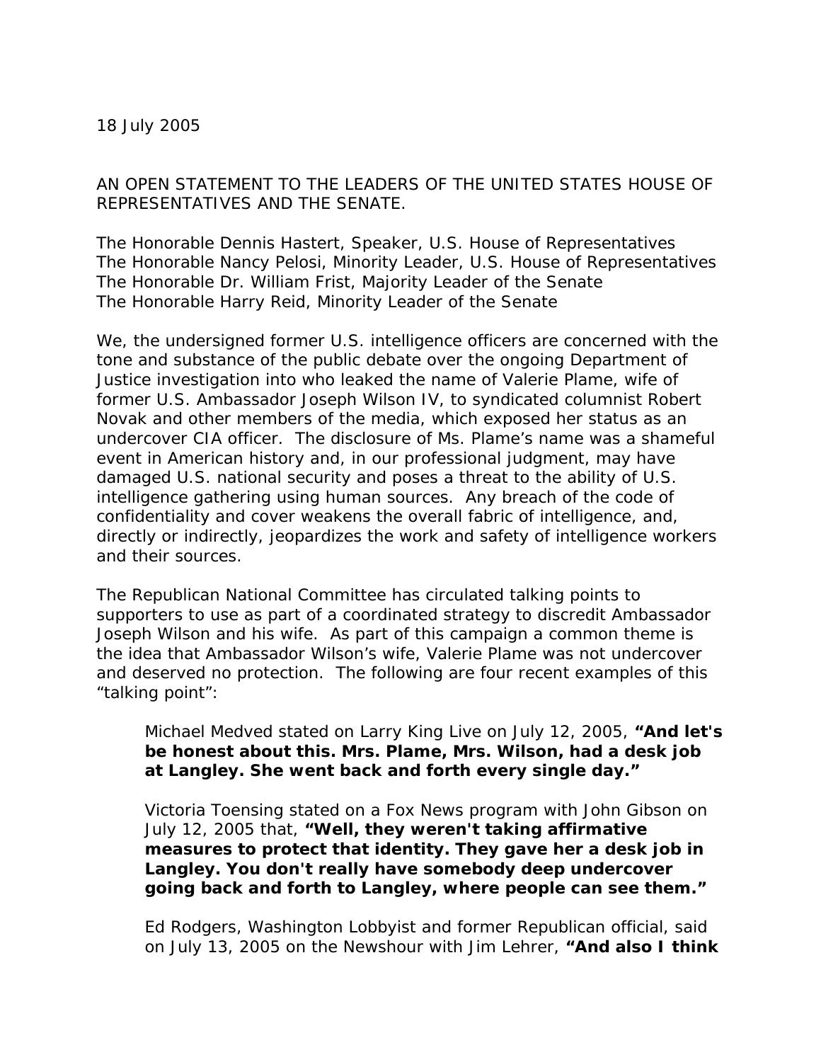18 July 2005

AN OPEN STATEMENT TO THE LEADERS OF THE UNITED STATES HOUSE OF REPRESENTATIVES AND THE SENATE.

The Honorable Dennis Hastert, Speaker, U.S. House of Representatives
The Honorable Nancy Pelosi, Minority Leader, U.S. House of Representatives
The Honorable Dr. William Frist, Majority Leader of the Senate
The Honorable Harry Reid, Minority Leader of the Senate

We, the undersigned former U.S. intelligence officers are concerned with the tone and substance of the public debate over the ongoing Department of Justice investigation into who leaked the name of Valerie Plame, wife of former U.S. Ambassador Joseph Wilson IV, to syndicated columnist Robert Novak and other members of the media, which exposed her status as an undercover CIA officer. The disclosure of Ms. Plame's name was a shameful event in American history and, in our professional judgment, may have damaged U.S. national security and poses a threat to the ability of U.S. intelligence gathering using human sources. Any breach of the code of confidentiality and cover weakens the overall fabric of intelligence, and, directly or indirectly, jeopardizes the work and safety of intelligence workers and their sources.

The Republican National Committee has circulated talking points to supporters to use as part of a coordinated strategy to discredit Ambassador Joseph Wilson and his wife. As part of this campaign a common theme is the idea that Ambassador Wilson's wife, Valerie Plame was not undercover and deserved no protection. The following are four recent examples of this "talking point":

> Michael Medved stated on Larry King Live on July 12, 2005, **"And let's be honest about this. Mrs. Plame, Mrs. Wilson, had a desk job at Langley. She went back and forth every single day."**
>
> Victoria Toensing stated on a Fox News program with John Gibson on July 12, 2005 that, **"Well, they weren't taking affirmative measures to protect that identity. They gave her a desk job in Langley. You don't really have somebody deep undercover going back and forth to Langley, where people can see them."**
>
> Ed Rodgers, Washington Lobbyist and former Republican official, said on July 13, 2005 on the Newshour with Jim Lehrer, **"And also I think**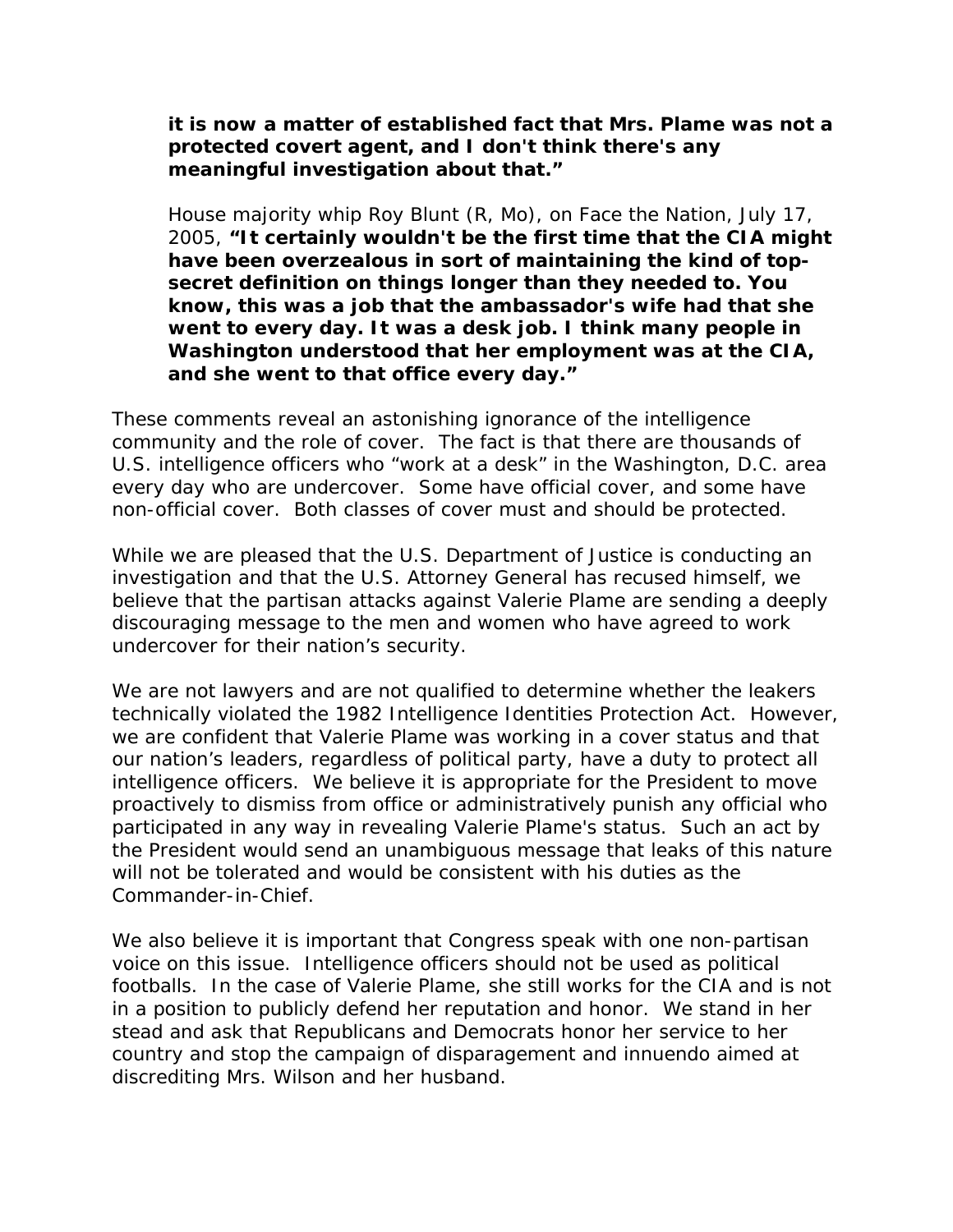**it is now a matter of established fact that Mrs. Plame was not a protected covert agent, and I don't think there's any meaningful investigation about that."**

> House majority whip Roy Blunt (R, Mo), on Face the Nation, July 17, 2005, **"It certainly wouldn't be the first time that the CIA might have been overzealous in sort of maintaining the kind of top-secret definition on things longer than they needed to. You know, this was a job that the ambassador's wife had that she went to every day. It was a desk job. I think many people in Washington understood that her employment was at the CIA, and she went to that office every day."**

These comments reveal an astonishing ignorance of the intelligence community and the role of cover. The fact is that there are thousands of U.S. intelligence officers who "work at a desk" in the Washington, D.C. area every day who are undercover. Some have official cover, and some have non-official cover. Both classes of cover must and should be protected.

While we are pleased that the U.S. Department of Justice is conducting an investigation and that the U.S. Attorney General has recused himself, we believe that the partisan attacks against Valerie Plame are sending a deeply discouraging message to the men and women who have agreed to work undercover for their nation's security.

We are not lawyers and are not qualified to determine whether the leakers technically violated the 1982 Intelligence Identities Protection Act. However, we are confident that Valerie Plame was working in a cover status and that our nation's leaders, regardless of political party, have a duty to protect all intelligence officers. We believe it is appropriate for the President to move proactively to dismiss from office or administratively punish any official who participated in any way in revealing Valerie Plame's status. Such an act by the President would send an unambiguous message that leaks of this nature will not be tolerated and would be consistent with his duties as the Commander-in-Chief.

We also believe it is important that Congress speak with one non-partisan voice on this issue. Intelligence officers should not be used as political footballs. In the case of Valerie Plame, she still works for the CIA and is not in a position to publicly defend her reputation and honor. We stand in her stead and ask that Republicans and Democrats honor her service to her country and stop the campaign of disparagement and innuendo aimed at discrediting Mrs. Wilson and her husband.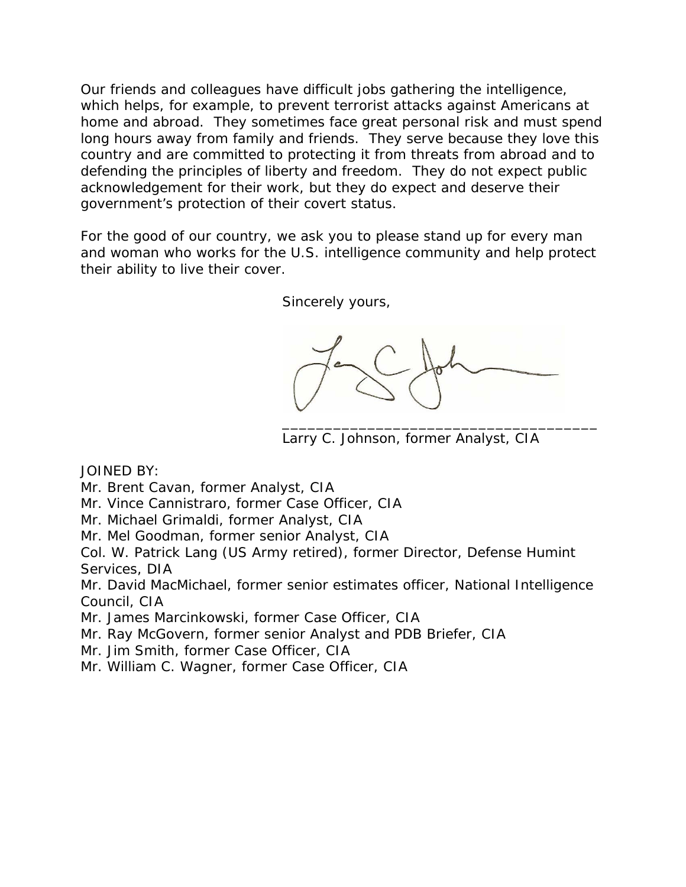Our friends and colleagues have difficult jobs gathering the intelligence, which helps, for example, to prevent terrorist attacks against Americans at home and abroad. They sometimes face great personal risk and must spend long hours away from family and friends. They serve because they love this country and are committed to protecting it from threats from abroad and to defending the principles of liberty and freedom. They do not expect public acknowledgement for their work, but they do expect and deserve their government's protection of their covert status.

For the good of our country, we ask you to please stand up for every man and woman who works for the U.S. intelligence community and help protect their ability to live their cover.

Sincerely yours,

______________________________________
Larry C. Johnson, former Analyst, CIA

JOINED BY:
Mr. Brent Cavan, former Analyst, CIA
Mr. Vince Cannistraro, former Case Officer, CIA
Mr. Michael Grimaldi, former Analyst, CIA
Mr. Mel Goodman, former senior Analyst, CIA
Col. W. Patrick Lang (US Army retired), former Director, Defense Humint Services, DIA
Mr. David MacMichael, former senior estimates officer, National Intelligence Council, CIA
Mr. James Marcinkowski, former Case Officer, CIA
Mr. Ray McGovern, former senior Analyst and PDB Briefer, CIA
Mr. Jim Smith, former Case Officer, CIA
Mr. William C. Wagner, former Case Officer, CIA